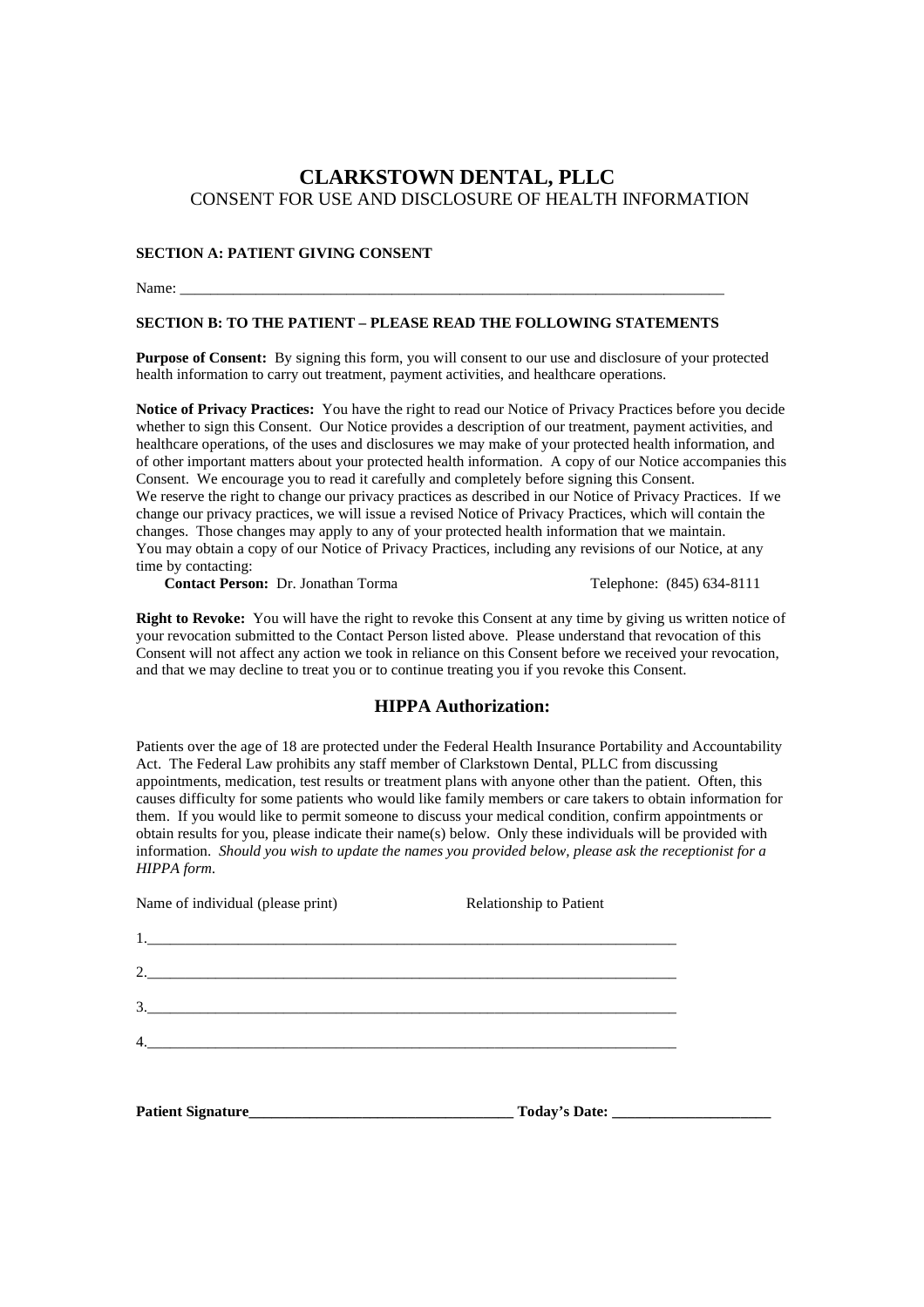# CLARKSTOWN DENTAL, PLLC

CONSENT FOR USE AND DISCLOSURE OF HEALTH INFORMATION

**SECTION A: PATIENT GIVING CONSENT**

Name: ___________________________________________________________________________

**SECTION B: TO THE PATIENT – PLEASE READ THE FOLLOWING STATEMENTS**

**Purpose of Consent:** By signing this form, you will consent to our use and disclosure of your protected health information to carry out treatment, payment activities, and healthcare operations.

**Notice of Privacy Practices:** You have the right to read our Notice of Privacy Practices before you decide whether to sign this Consent. Our Notice provides a description of our treatment, payment activities, and healthcare operations, of the uses and disclosures we may make of your protected health information, and of other important matters about your protected health information. A copy of our Notice accompanies this Consent. We encourage you to read it carefully and completely before signing this Consent.
We reserve the right to change our privacy practices as described in our Notice of Privacy Practices. If we change our privacy practices, we will issue a revised Notice of Privacy Practices, which will contain the changes. Those changes may apply to any of your protected health information that we maintain.
You may obtain a copy of our Notice of Privacy Practices, including any revisions of our Notice, at any time by contacting:

**Contact Person:** Dr. Jonathan Torma    Telephone: (845) 634-8111

**Right to Revoke:** You will have the right to revoke this Consent at any time by giving us written notice of your revocation submitted to the Contact Person listed above. Please understand that revocation of this Consent will not affect any action we took in reliance on this Consent before we received your revocation, and that we may decline to treat you or to continue treating you if you revoke this Consent.

## HIPPA Authorization:

Patients over the age of 18 are protected under the Federal Health Insurance Portability and Accountability Act. The Federal Law prohibits any staff member of Clarkstown Dental, PLLC from discussing appointments, medication, test results or treatment plans with anyone other than the patient. Often, this causes difficulty for some patients who would like family members or care takers to obtain information for them. If you would like to permit someone to discuss your medical condition, confirm appointments or obtain results for you, please indicate their name(s) below. Only these individuals will be provided with information. *Should you wish to update the names you provided below, please ask the receptionist for a HIPPA form.*

Name of individual (please print)    Relationship to Patient

1.________________________________________________________________________

2.________________________________________________________________________

3.________________________________________________________________________

4.________________________________________________________________________

**Patient Signature___________________________________ Today's Date: _____________________**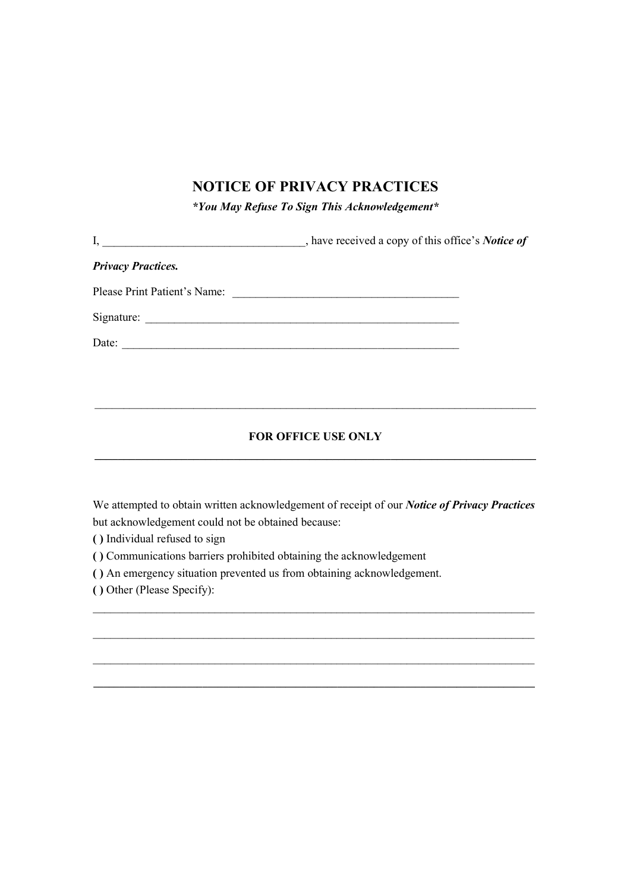# NOTICE OF PRIVACY PRACTICES

***You May Refuse To Sign This Acknowledgement***

I, ________________________________, have received a copy of this office's ***Notice of Privacy Practices.***

Please Print Patient's Name: ______________________________________

Signature: ______________________________________________________

Date: __________________________________________________________

---

**FOR OFFICE USE ONLY**

---

We attempted to obtain written acknowledgement of receipt of our ***Notice of Privacy Practices*** but acknowledgement could not be obtained because:

**( )** Individual refused to sign  
**( )** Communications barriers prohibited obtaining the acknowledgement  
**( )** An emergency situation prevented us from obtaining acknowledgement.  
**( )** Other (Please Specify):

_____________________________________________________________________________

_____________________________________________________________________________

_____________________________________________________________________________

_____________________________________________________________________________